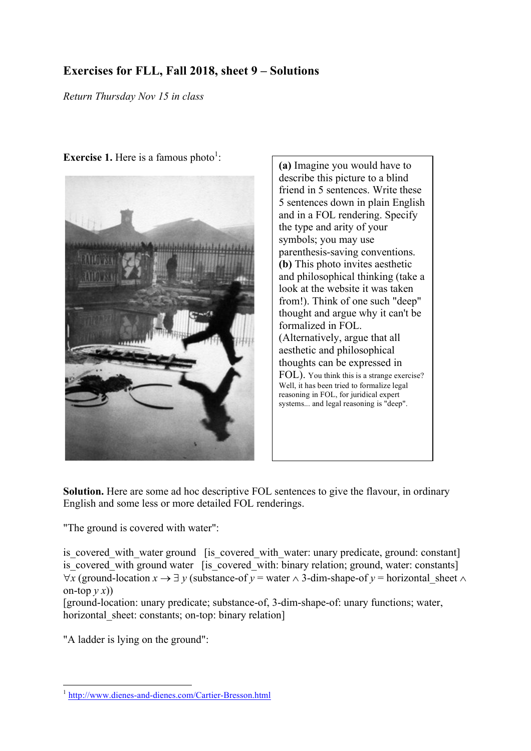# Exercises for FLL, Fall 2018, sheet 9 – Solutions

*Return Thursday Nov 15 in class*

**Exercise 1.** Here is a famous photo[1]:

**(a)** Imagine you would have to describe this picture to a blind friend in 5 sentences. Write these 5 sentences down in plain English and in a FOL rendering. Specify the type and arity of your symbols; you may use parenthesis-saving conventions.
**(b)** This photo invites aesthetic and philosophical thinking (take a look at the website it was taken from!). Think of one such "deep" thought and argue why it can't be formalized in FOL. (Alternatively, argue that all aesthetic and philosophical thoughts can be expressed in FOL). You think this is a strange exercise? Well, it has been tried to formalize legal reasoning in FOL, for juridical expert systems... and legal reasoning is "deep".

**Solution.** Here are some ad hoc descriptive FOL sentences to give the flavour, in ordinary English and some less or more detailed FOL renderings.

"The ground is covered with water":

is_covered_with_water ground   [is_covered_with_water: unary predicate, ground: constant]
is_covered_with ground water   [is_covered_with: binary relation; ground, water: constants]
$\forall x$ (ground-location $x \rightarrow \exists\, y$ (substance-of $y$ = water $\wedge$ 3-dim-shape-of $y$ = horizontal_sheet $\wedge$ on-top $y$ $x$))
[ground-location: unary predicate; substance-of, 3-dim-shape-of: unary functions; water, horizontal_sheet: constants; on-top: binary relation]

"A ladder is lying on the ground":

[1] http://www.dienes-and-dienes.com/Cartier-Bresson.html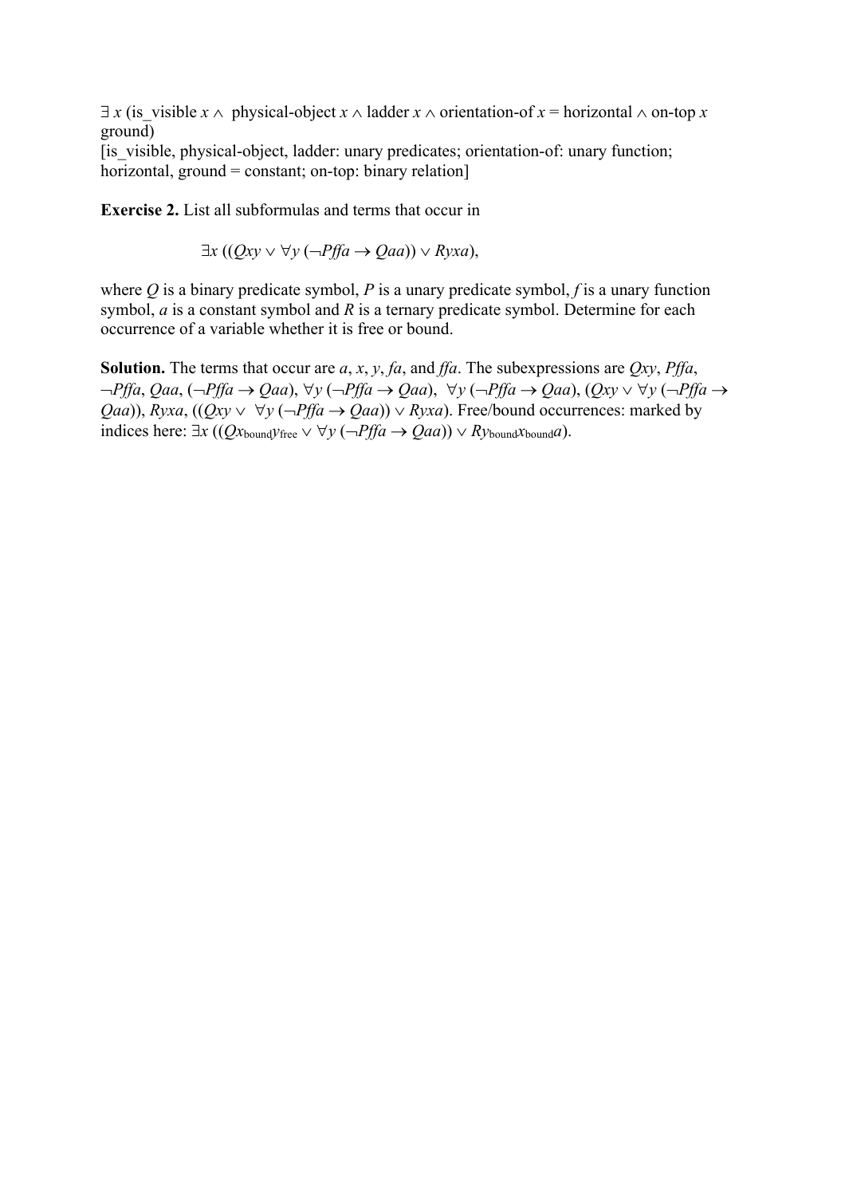$\exists$ *x* (is_visible *x* $\wedge$ physical-object *x* $\wedge$ ladder *x* $\wedge$ orientation-of *x* = horizontal $\wedge$ on-top *x* ground)
[is_visible, physical-object, ladder: unary predicates; orientation-of: unary function; horizontal, ground = constant; on-top: binary relation]

**Exercise 2.** List all subformulas and terms that occur in

$$\exists x\, ((Qxy \vee \forall y\, (\neg Pffa \rightarrow Qaa)) \vee Ryxa),$$

where $Q$ is a binary predicate symbol, $P$ is a unary predicate symbol, $f$ is a unary function symbol, $a$ is a constant symbol and $R$ is a ternary predicate symbol. Determine for each occurrence of a variable whether it is free or bound.

**Solution.** The terms that occur are $a$, $x$, $y$, $fa$, and $ffa$. The subexpressions are $Qxy$, $Pffa$, $\neg Pffa$, $Qaa$, $(\neg Pffa \rightarrow Qaa)$, $\forall y\, (\neg Pffa \rightarrow Qaa)$, $\forall y\, (\neg Pffa \rightarrow Qaa)$, $(Qxy \vee \forall y\, (\neg Pffa \rightarrow Qaa))$, $Ryxa$, $((Qxy \vee \forall y\, (\neg Pffa \rightarrow Qaa)) \vee Ryxa)$. Free/bound occurrences: marked by indices here: $\exists x\, ((Qx_{\text{bound}}y_{\text{free}} \vee \forall y\, (\neg Pffa \rightarrow Qaa)) \vee Ry_{\text{bound}}x_{\text{bound}}a)$.